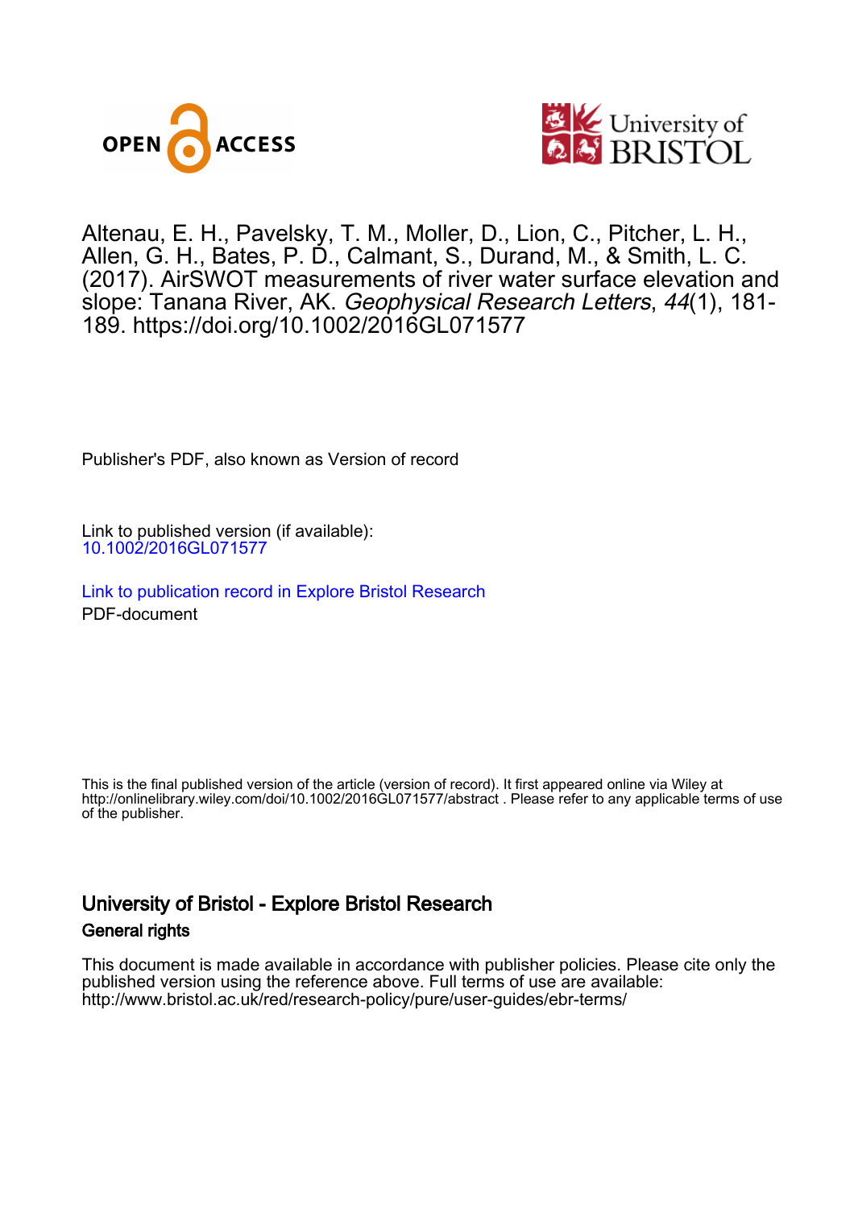Altenau, E. H., Pavelsky, T. M., Moller, D., Lion, C., Pitcher, L. H., Allen, G. H., Bates, P. D., Calmant, S., Durand, M., & Smith, L. C. (2017). AirSWOT measurements of river water surface elevation and slope: Tanana River, AK. *Geophysical Research Letters*, *44*(1), 181-189. https://doi.org/10.1002/2016GL071577

Publisher's PDF, also known as Version of record

Link to published version (if available):
10.1002/2016GL071577

Link to publication record in Explore Bristol Research
PDF-document

This is the final published version of the article (version of record). It first appeared online via Wiley at http://onlinelibrary.wiley.com/doi/10.1002/2016GL071577/abstract . Please refer to any applicable terms of use of the publisher.

## University of Bristol - Explore Bristol Research

### General rights

This document is made available in accordance with publisher policies. Please cite only the published version using the reference above. Full terms of use are available: http://www.bristol.ac.uk/red/research-policy/pure/user-guides/ebr-terms/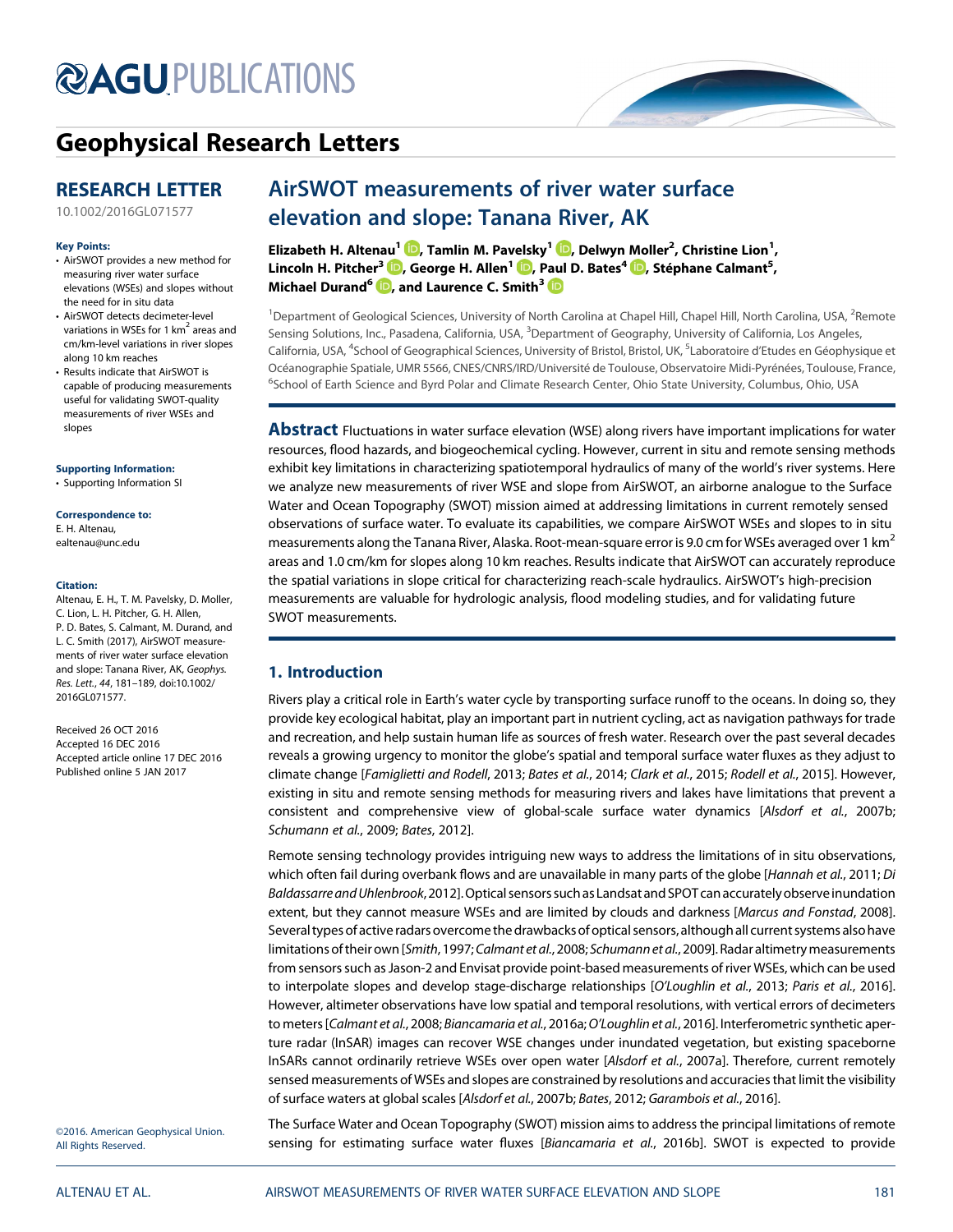# AGU PUBLICATIONS

## Geophysical Research Letters

**RESEARCH LETTER**

10.1002/2016GL071577

**Key Points:**

- AirSWOT provides a new method for measuring river water surface elevations (WSEs) and slopes without the need for in situ data
- AirSWOT detects decimeter-level variations in WSEs for 1 km$^2$ areas and cm/km-level variations in river slopes along 10 km reaches
- Results indicate that AirSWOT is capable of producing measurements useful for validating SWOT-quality measurements of river WSEs and slopes

**Supporting Information:**

- Supporting Information SI

**Correspondence to:**

E. H. Altenau,
ealtenau@unc.edu

**Citation:**

Altenau, E. H., T. M. Pavelsky, D. Moller, C. Lion, L. H. Pitcher, G. H. Allen, P. D. Bates, S. Calmant, M. Durand, and L. C. Smith (2017), AirSWOT measurements of river water surface elevation and slope: Tanana River, AK, *Geophys. Res. Lett.*, *44*, 181–189, doi:10.1002/2016GL071577.

Received 26 OCT 2016
Accepted 16 DEC 2016
Accepted article online 17 DEC 2016
Published online 5 JAN 2017

©2016. American Geophysical Union. All Rights Reserved.

# AirSWOT measurements of river water surface elevation and slope: Tanana River, AK

**Elizabeth H. Altenau[1], Tamlin M. Pavelsky[1], Delwyn Moller[2], Christine Lion[1], Lincoln H. Pitcher[3], George H. Allen[1], Paul D. Bates[4], Stéphane Calmant[5], Michael Durand[6], and Laurence C. Smith[3]**

[1]Department of Geological Sciences, University of North Carolina at Chapel Hill, Chapel Hill, North Carolina, USA, [2]Remote Sensing Solutions, Inc., Pasadena, California, USA, [3]Department of Geography, University of California, Los Angeles, California, USA, [4]School of Geographical Sciences, University of Bristol, Bristol, UK, [5]Laboratoire d'Etudes en Géophysique et Océanographie Spatiale, UMR 5566, CNES/CNRS/IRD/Université de Toulouse, Observatoire Midi-Pyrénées, Toulouse, France, [6]School of Earth Science and Byrd Polar and Climate Research Center, Ohio State University, Columbus, Ohio, USA

**Abstract** Fluctuations in water surface elevation (WSE) along rivers have important implications for water resources, flood hazards, and biogeochemical cycling. However, current in situ and remote sensing methods exhibit key limitations in characterizing spatiotemporal hydraulics of many of the world's river systems. Here we analyze new measurements of river WSE and slope from AirSWOT, an airborne analogue to the Surface Water and Ocean Topography (SWOT) mission aimed at addressing limitations in current remotely sensed observations of surface water. To evaluate its capabilities, we compare AirSWOT WSEs and slopes to in situ measurements along the Tanana River, Alaska. Root-mean-square error is 9.0 cm for WSEs averaged over 1 km$^2$ areas and 1.0 cm/km for slopes along 10 km reaches. Results indicate that AirSWOT can accurately reproduce the spatial variations in slope critical for characterizing reach-scale hydraulics. AirSWOT's high-precision measurements are valuable for hydrologic analysis, flood modeling studies, and for validating future SWOT measurements.

## 1. Introduction

Rivers play a critical role in Earth's water cycle by transporting surface runoff to the oceans. In doing so, they provide key ecological habitat, play an important part in nutrient cycling, act as navigation pathways for trade and recreation, and help sustain human life as sources of fresh water. Research over the past several decades reveals a growing urgency to monitor the globe's spatial and temporal surface water fluxes as they adjust to climate change [*Famiglietti and Rodell*, 2013; *Bates et al.*, 2014; *Clark et al.*, 2015; *Rodell et al.*, 2015]. However, existing in situ and remote sensing methods for measuring rivers and lakes have limitations that prevent a consistent and comprehensive view of global-scale surface water dynamics [*Alsdorf et al.*, 2007b; *Schumann et al.*, 2009; *Bates*, 2012].

Remote sensing technology provides intriguing new ways to address the limitations of in situ observations, which often fail during overbank flows and are unavailable in many parts of the globe [*Hannah et al.*, 2011; *Di Baldassarre and Uhlenbrook*, 2012]. Optical sensors such as Landsat and SPOT can accurately observe inundation extent, but they cannot measure WSEs and are limited by clouds and darkness [*Marcus and Fonstad*, 2008]. Several types of active radars overcome the drawbacks of optical sensors, although all current systems also have limitations of their own [*Smith*, 1997; *Calmant et al.*, 2008; *Schumann et al.*, 2009]. Radar altimetry measurements from sensors such as Jason-2 and Envisat provide point-based measurements of river WSEs, which can be used to interpolate slopes and develop stage-discharge relationships [*O'Loughlin et al.*, 2013; *Paris et al.*, 2016]. However, altimeter observations have low spatial and temporal resolutions, with vertical errors of decimeters to meters [*Calmant et al.*, 2008; *Biancamaria et al.*, 2016a; *O'Loughlin et al.*, 2016]. Interferometric synthetic aperture radar (InSAR) images can recover WSE changes under inundated vegetation, but existing spaceborne InSARs cannot ordinarily retrieve WSEs over open water [*Alsdorf et al.*, 2007a]. Therefore, current remotely sensed measurements of WSEs and slopes are constrained by resolutions and accuracies that limit the visibility of surface waters at global scales [*Alsdorf et al.*, 2007b; *Bates*, 2012; *Garambois et al.*, 2016].

The Surface Water and Ocean Topography (SWOT) mission aims to address the principal limitations of remote sensing for estimating surface water fluxes [*Biancamaria et al.*, 2016b]. SWOT is expected to provide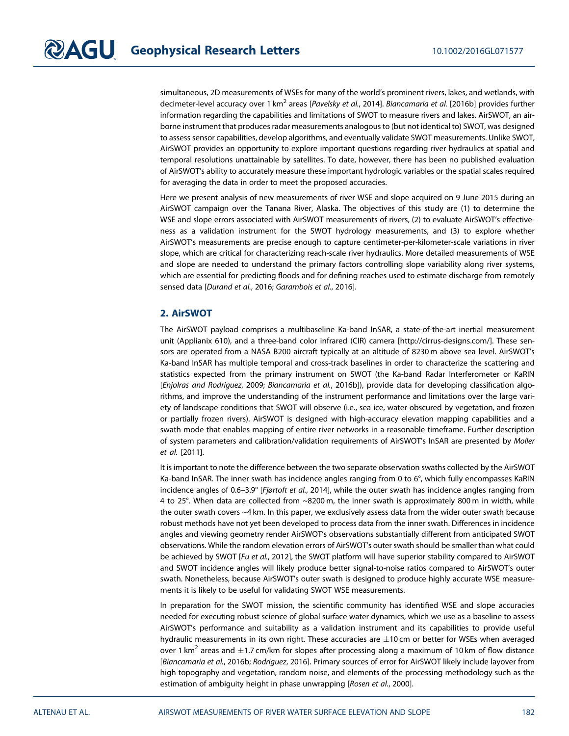simultaneous, 2D measurements of WSEs for many of the world's prominent rivers, lakes, and wetlands, with decimeter-level accuracy over 1 km$^2$ areas [*Pavelsky et al.*, 2014]. *Biancamaria et al.* [2016b] provides further information regarding the capabilities and limitations of SWOT to measure rivers and lakes. AirSWOT, an airborne instrument that produces radar measurements analogous to (but not identical to) SWOT, was designed to assess sensor capabilities, develop algorithms, and eventually validate SWOT measurements. Unlike SWOT, AirSWOT provides an opportunity to explore important questions regarding river hydraulics at spatial and temporal resolutions unattainable by satellites. To date, however, there has been no published evaluation of AirSWOT's ability to accurately measure these important hydrologic variables or the spatial scales required for averaging the data in order to meet the proposed accuracies.

Here we present analysis of new measurements of river WSE and slope acquired on 9 June 2015 during an AirSWOT campaign over the Tanana River, Alaska. The objectives of this study are (1) to determine the WSE and slope errors associated with AirSWOT measurements of rivers, (2) to evaluate AirSWOT's effectiveness as a validation instrument for the SWOT hydrology measurements, and (3) to explore whether AirSWOT's measurements are precise enough to capture centimeter-per-kilometer-scale variations in river slope, which are critical for characterizing reach-scale river hydraulics. More detailed measurements of WSE and slope are needed to understand the primary factors controlling slope variability along river systems, which are essential for predicting floods and for defining reaches used to estimate discharge from remotely sensed data [*Durand et al.*, 2016; *Garambois et al.*, 2016].

## 2. AirSWOT

The AirSWOT payload comprises a multibaseline Ka-band InSAR, a state-of-the-art inertial measurement unit (Applianix 610), and a three-band color infrared (CIR) camera [http://cirrus-designs.com/]. These sensors are operated from a NASA B200 aircraft typically at an altitude of 8230 m above sea level. AirSWOT's Ka-band InSAR has multiple temporal and cross-track baselines in order to characterize the scattering and statistics expected from the primary instrument on SWOT (the Ka-band Radar Interferometer or KaRIN [*Enjolras and Rodriguez*, 2009; *Biancamaria et al.*, 2016b]), provide data for developing classification algorithms, and improve the understanding of the instrument performance and limitations over the large variety of landscape conditions that SWOT will observe (i.e., sea ice, water obscured by vegetation, and frozen or partially frozen rivers). AirSWOT is designed with high-accuracy elevation mapping capabilities and a swath mode that enables mapping of entire river networks in a reasonable timeframe. Further description of system parameters and calibration/validation requirements of AirSWOT's InSAR are presented by *Moller et al.* [2011].

It is important to note the difference between the two separate observation swaths collected by the AirSWOT Ka-band InSAR. The inner swath has incidence angles ranging from 0 to 6°, which fully encompasses KaRIN incidence angles of 0.6–3.9° [*Fjørtoft et al.*, 2014], while the outer swath has incidence angles ranging from 4 to 25°. When data are collected from ~8200 m, the inner swath is approximately 800 m in width, while the outer swath covers ~4 km. In this paper, we exclusively assess data from the wider outer swath because robust methods have not yet been developed to process data from the inner swath. Differences in incidence angles and viewing geometry render AirSWOT's observations substantially different from anticipated SWOT observations. While the random elevation errors of AirSWOT's outer swath should be smaller than what could be achieved by SWOT [*Fu et al.*, 2012], the SWOT platform will have superior stability compared to AirSWOT and SWOT incidence angles will likely produce better signal-to-noise ratios compared to AirSWOT's outer swath. Nonetheless, because AirSWOT's outer swath is designed to produce highly accurate WSE measurements it is likely to be useful for validating SWOT WSE measurements.

In preparation for the SWOT mission, the scientific community has identified WSE and slope accuracies needed for executing robust science of global surface water dynamics, which we use as a baseline to assess AirSWOT's performance and suitability as a validation instrument and its capabilities to provide useful hydraulic measurements in its own right. These accuracies are $\pm$10 cm or better for WSEs when averaged over 1 km$^2$ areas and $\pm$1.7 cm/km for slopes after processing along a maximum of 10 km of flow distance [*Biancamaria et al.*, 2016b; *Rodriguez*, 2016]. Primary sources of error for AirSWOT likely include layover from high topography and vegetation, random noise, and elements of the processing methodology such as the estimation of ambiguity height in phase unwrapping [*Rosen et al.*, 2000].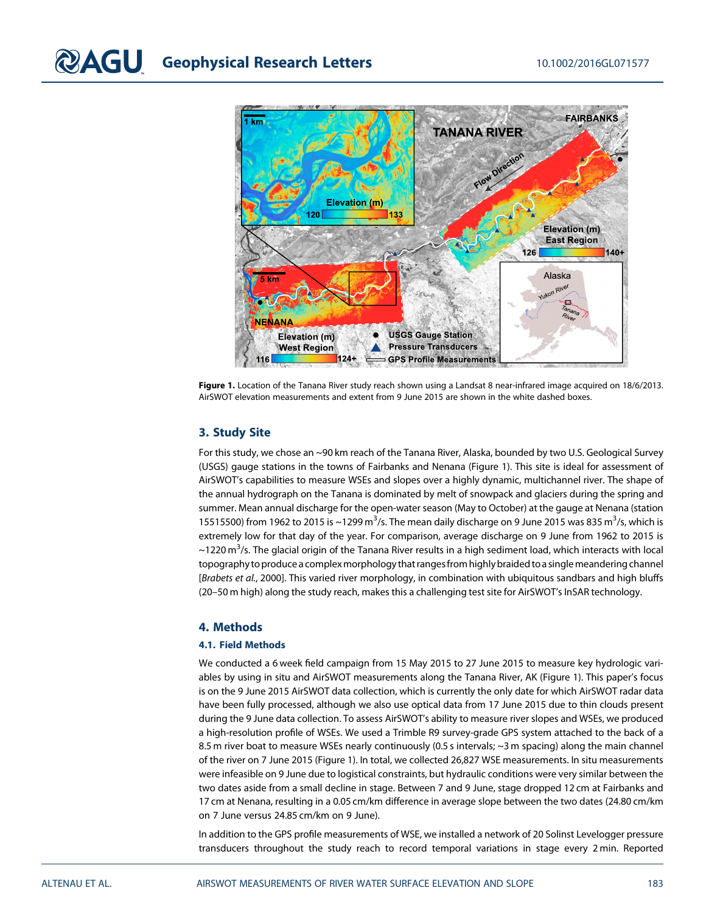**Figure 1.** Location of the Tanana River study reach shown using a Landsat 8 near-infrared image acquired on 18/6/2013. AirSWOT elevation measurements and extent from 9 June 2015 are shown in the white dashed boxes.

## 3. Study Site

For this study, we chose an ~90 km reach of the Tanana River, Alaska, bounded by two U.S. Geological Survey (USGS) gauge stations in the towns of Fairbanks and Nenana (Figure 1). This site is ideal for assessment of AirSWOT's capabilities to measure WSEs and slopes over a highly dynamic, multichannel river. The shape of the annual hydrograph on the Tanana is dominated by melt of snowpack and glaciers during the spring and summer. Mean annual discharge for the open-water season (May to October) at the gauge at Nenana (station 15515500) from 1962 to 2015 is ~1299 $m^3$/s. The mean daily discharge on 9 June 2015 was 835 $m^3$/s, which is extremely low for that day of the year. For comparison, average discharge on 9 June from 1962 to 2015 is ~1220 $m^3$/s. The glacial origin of the Tanana River results in a high sediment load, which interacts with local topography to produce a complex morphology that ranges from highly braided to a single meandering channel [*Brabets et al.*, 2000]. This varied river morphology, in combination with ubiquitous sandbars and high bluffs (20–50 m high) along the study reach, makes this a challenging test site for AirSWOT's InSAR technology.

## 4. Methods

### 4.1. Field Methods

We conducted a 6 week field campaign from 15 May 2015 to 27 June 2015 to measure key hydrologic variables by using in situ and AirSWOT measurements along the Tanana River, AK (Figure 1). This paper's focus is on the 9 June 2015 AirSWOT data collection, which is currently the only date for which AirSWOT radar data have been fully processed, although we also use optical data from 17 June 2015 due to thin clouds present during the 9 June data collection. To assess AirSWOT's ability to measure river slopes and WSEs, we produced a high-resolution profile of WSEs. We used a Trimble R9 survey-grade GPS system attached to the back of a 8.5 m river boat to measure WSEs nearly continuously (0.5 s intervals; ~3 m spacing) along the main channel of the river on 7 June 2015 (Figure 1). In total, we collected 26,827 WSE measurements. In situ measurements were infeasible on 9 June due to logistical constraints, but hydraulic conditions were very similar between the two dates aside from a small decline in stage. Between 7 and 9 June, stage dropped 12 cm at Fairbanks and 17 cm at Nenana, resulting in a 0.05 cm/km difference in average slope between the two dates (24.80 cm/km on 7 June versus 24.85 cm/km on 9 June).

In addition to the GPS profile measurements of WSE, we installed a network of 20 Solinst Levelogger pressure transducers throughout the study reach to record temporal variations in stage every 2 min. Reported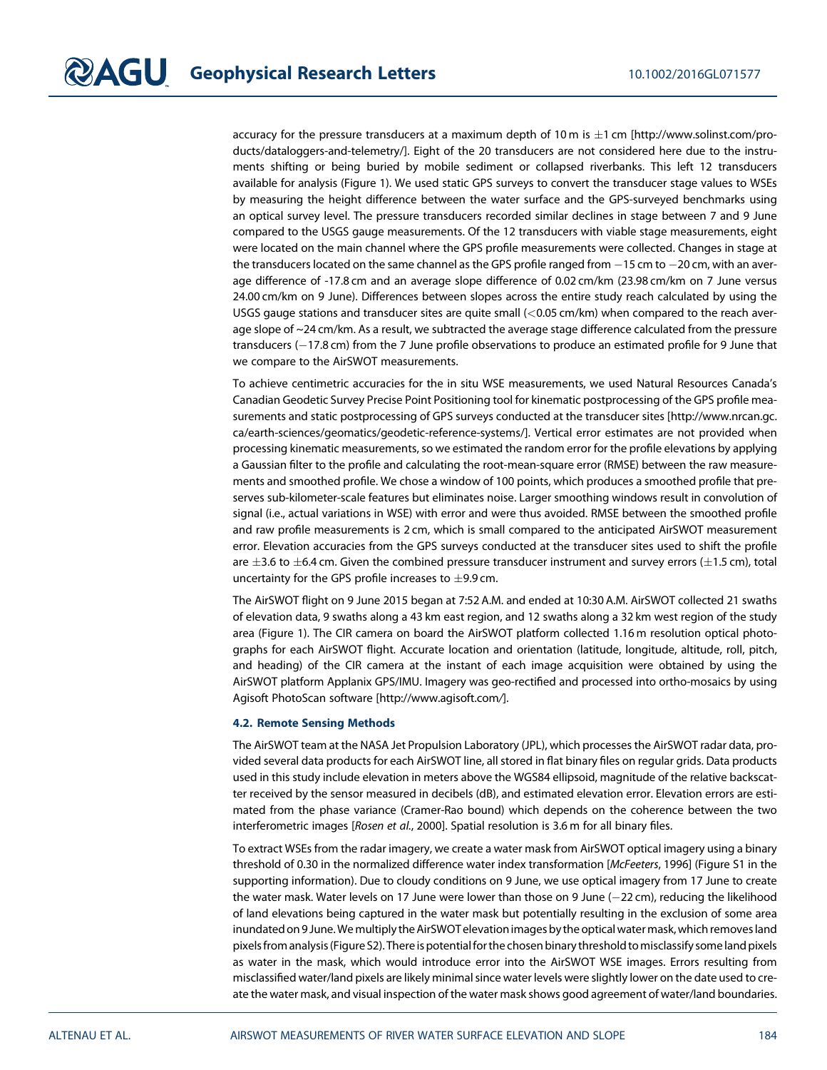accuracy for the pressure transducers at a maximum depth of 10 m is ±1 cm [http://www.solinst.com/products/dataloggers-and-telemetry/]. Eight of the 20 transducers are not considered here due to the instruments shifting or being buried by mobile sediment or collapsed riverbanks. This left 12 transducers available for analysis (Figure 1). We used static GPS surveys to convert the transducer stage values to WSEs by measuring the height difference between the water surface and the GPS-surveyed benchmarks using an optical survey level. The pressure transducers recorded similar declines in stage between 7 and 9 June compared to the USGS gauge measurements. Of the 12 transducers with viable stage measurements, eight were located on the main channel where the GPS profile measurements were collected. Changes in stage at the transducers located on the same channel as the GPS profile ranged from −15 cm to −20 cm, with an average difference of -17.8 cm and an average slope difference of 0.02 cm/km (23.98 cm/km on 7 June versus 24.00 cm/km on 9 June). Differences between slopes across the entire study reach calculated by using the USGS gauge stations and transducer sites are quite small (<0.05 cm/km) when compared to the reach average slope of ~24 cm/km. As a result, we subtracted the average stage difference calculated from the pressure transducers (−17.8 cm) from the 7 June profile observations to produce an estimated profile for 9 June that we compare to the AirSWOT measurements.

To achieve centimetric accuracies for the in situ WSE measurements, we used Natural Resources Canada's Canadian Geodetic Survey Precise Point Positioning tool for kinematic postprocessing of the GPS profile measurements and static postprocessing of GPS surveys conducted at the transducer sites [http://www.nrcan.gc.ca/earth-sciences/geomatics/geodetic-reference-systems/]. Vertical error estimates are not provided when processing kinematic measurements, so we estimated the random error for the profile elevations by applying a Gaussian filter to the profile and calculating the root-mean-square error (RMSE) between the raw measurements and smoothed profile. We chose a window of 100 points, which produces a smoothed profile that preserves sub-kilometer-scale features but eliminates noise. Larger smoothing windows result in convolution of signal (i.e., actual variations in WSE) with error and were thus avoided. RMSE between the smoothed profile and raw profile measurements is 2 cm, which is small compared to the anticipated AirSWOT measurement error. Elevation accuracies from the GPS surveys conducted at the transducer sites used to shift the profile are ±3.6 to ±6.4 cm. Given the combined pressure transducer instrument and survey errors (±1.5 cm), total uncertainty for the GPS profile increases to ±9.9 cm.

The AirSWOT flight on 9 June 2015 began at 7:52 A.M. and ended at 10:30 A.M. AirSWOT collected 21 swaths of elevation data, 9 swaths along a 43 km east region, and 12 swaths along a 32 km west region of the study area (Figure 1). The CIR camera on board the AirSWOT platform collected 1.16 m resolution optical photographs for each AirSWOT flight. Accurate location and orientation (latitude, longitude, altitude, roll, pitch, and heading) of the CIR camera at the instant of each image acquisition were obtained by using the AirSWOT platform Applanix GPS/IMU. Imagery was geo-rectified and processed into ortho-mosaics by using Agisoft PhotoScan software [http://www.agisoft.com/].

### 4.2. Remote Sensing Methods

The AirSWOT team at the NASA Jet Propulsion Laboratory (JPL), which processes the AirSWOT radar data, provided several data products for each AirSWOT line, all stored in flat binary files on regular grids. Data products used in this study include elevation in meters above the WGS84 ellipsoid, magnitude of the relative backscatter received by the sensor measured in decibels (dB), and estimated elevation error. Elevation errors are estimated from the phase variance (Cramer-Rao bound) which depends on the coherence between the two interferometric images [*Rosen et al.*, 2000]. Spatial resolution is 3.6 m for all binary files.

To extract WSEs from the radar imagery, we create a water mask from AirSWOT optical imagery using a binary threshold of 0.30 in the normalized difference water index transformation [*McFeeters*, 1996] (Figure S1 in the supporting information). Due to cloudy conditions on 9 June, we use optical imagery from 17 June to create the water mask. Water levels on 17 June were lower than those on 9 June (−22 cm), reducing the likelihood of land elevations being captured in the water mask but potentially resulting in the exclusion of some area inundated on 9 June. We multiply the AirSWOT elevation images by the optical water mask, which removes land pixels from analysis (Figure S2). There is potential for the chosen binary threshold to misclassify some land pixels as water in the mask, which would introduce error into the AirSWOT WSE images. Errors resulting from misclassified water/land pixels are likely minimal since water levels were slightly lower on the date used to create the water mask, and visual inspection of the water mask shows good agreement of water/land boundaries.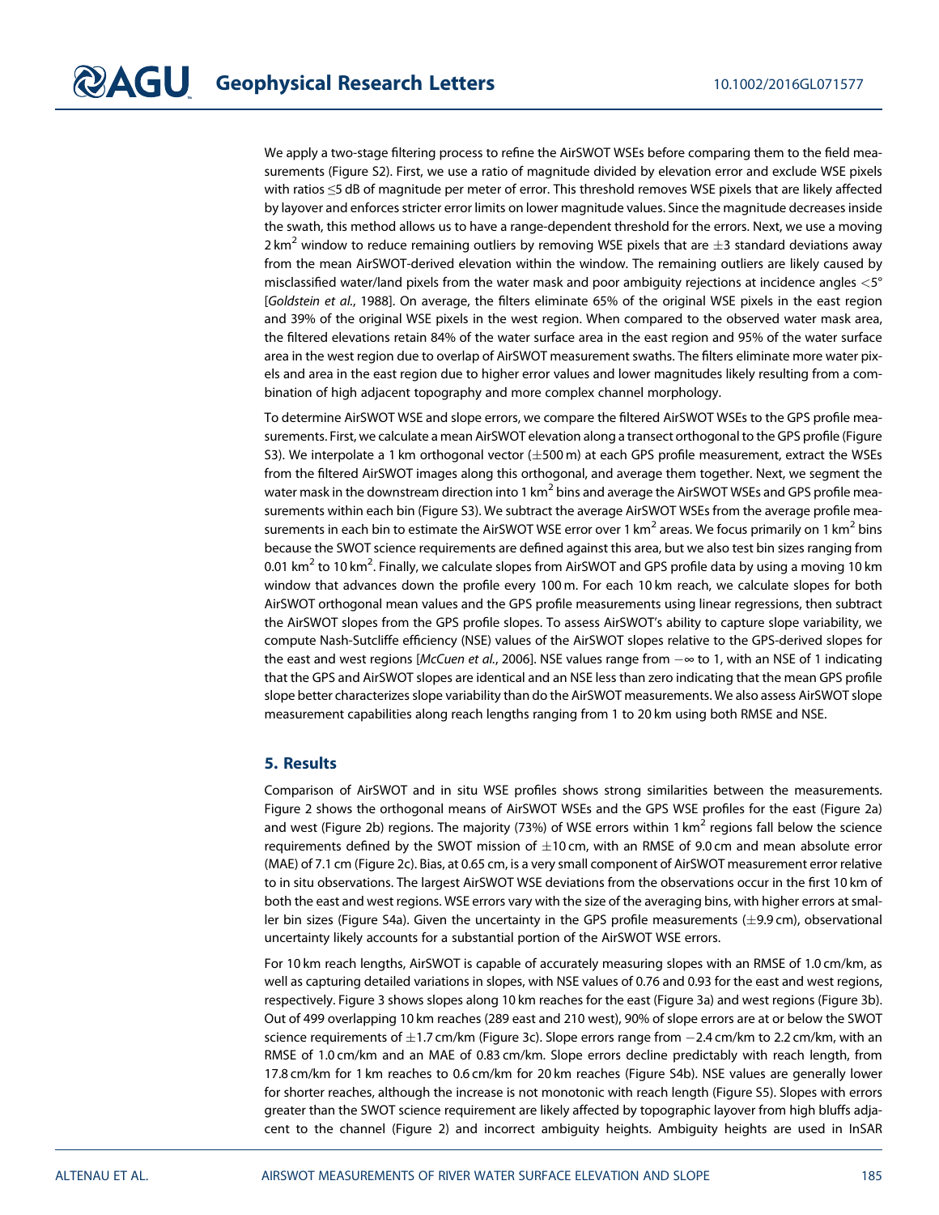We apply a two-stage filtering process to refine the AirSWOT WSEs before comparing them to the field measurements (Figure S2). First, we use a ratio of magnitude divided by elevation error and exclude WSE pixels with ratios ≤5 dB of magnitude per meter of error. This threshold removes WSE pixels that are likely affected by layover and enforces stricter error limits on lower magnitude values. Since the magnitude decreases inside the swath, this method allows us to have a range-dependent threshold for the errors. Next, we use a moving 2 $km^2$ window to reduce remaining outliers by removing WSE pixels that are ±3 standard deviations away from the mean AirSWOT-derived elevation within the window. The remaining outliers are likely caused by misclassified water/land pixels from the water mask and poor ambiguity rejections at incidence angles <5° [*Goldstein et al.*, 1988]. On average, the filters eliminate 65% of the original WSE pixels in the east region and 39% of the original WSE pixels in the west region. When compared to the observed water mask area, the filtered elevations retain 84% of the water surface area in the east region and 95% of the water surface area in the west region due to overlap of AirSWOT measurement swaths. The filters eliminate more water pixels and area in the east region due to higher error values and lower magnitudes likely resulting from a combination of high adjacent topography and more complex channel morphology.

To determine AirSWOT WSE and slope errors, we compare the filtered AirSWOT WSEs to the GPS profile measurements. First, we calculate a mean AirSWOT elevation along a transect orthogonal to the GPS profile (Figure S3). We interpolate a 1 km orthogonal vector (±500 m) at each GPS profile measurement, extract the WSEs from the filtered AirSWOT images along this orthogonal, and average them together. Next, we segment the water mask in the downstream direction into 1 $km^2$ bins and average the AirSWOT WSEs and GPS profile measurements within each bin (Figure S3). We subtract the average AirSWOT WSEs from the average profile measurements in each bin to estimate the AirSWOT WSE error over 1 $km^2$ areas. We focus primarily on 1 $km^2$ bins because the SWOT science requirements are defined against this area, but we also test bin sizes ranging from 0.01 $km^2$ to 10 $km^2$. Finally, we calculate slopes from AirSWOT and GPS profile data by using a moving 10 km window that advances down the profile every 100 m. For each 10 km reach, we calculate slopes for both AirSWOT orthogonal mean values and the GPS profile measurements using linear regressions, then subtract the AirSWOT slopes from the GPS profile slopes. To assess AirSWOT's ability to capture slope variability, we compute Nash-Sutcliffe efficiency (NSE) values of the AirSWOT slopes relative to the GPS-derived slopes for the east and west regions [*McCuen et al.*, 2006]. NSE values range from $-\infty$ to 1, with an NSE of 1 indicating that the GPS and AirSWOT slopes are identical and an NSE less than zero indicating that the mean GPS profile slope better characterizes slope variability than do the AirSWOT measurements. We also assess AirSWOT slope measurement capabilities along reach lengths ranging from 1 to 20 km using both RMSE and NSE.

## 5. Results

Comparison of AirSWOT and in situ WSE profiles shows strong similarities between the measurements. Figure 2 shows the orthogonal means of AirSWOT WSEs and the GPS WSE profiles for the east (Figure 2a) and west (Figure 2b) regions. The majority (73%) of WSE errors within 1 $km^2$ regions fall below the science requirements defined by the SWOT mission of ±10 cm, with an RMSE of 9.0 cm and mean absolute error (MAE) of 7.1 cm (Figure 2c). Bias, at 0.65 cm, is a very small component of AirSWOT measurement error relative to in situ observations. The largest AirSWOT WSE deviations from the observations occur in the first 10 km of both the east and west regions. WSE errors vary with the size of the averaging bins, with higher errors at smaller bin sizes (Figure S4a). Given the uncertainty in the GPS profile measurements (±9.9 cm), observational uncertainty likely accounts for a substantial portion of the AirSWOT WSE errors.

For 10 km reach lengths, AirSWOT is capable of accurately measuring slopes with an RMSE of 1.0 cm/km, as well as capturing detailed variations in slopes, with NSE values of 0.76 and 0.93 for the east and west regions, respectively. Figure 3 shows slopes along 10 km reaches for the east (Figure 3a) and west regions (Figure 3b). Out of 499 overlapping 10 km reaches (289 east and 210 west), 90% of slope errors are at or below the SWOT science requirements of ±1.7 cm/km (Figure 3c). Slope errors range from −2.4 cm/km to 2.2 cm/km, with an RMSE of 1.0 cm/km and an MAE of 0.83 cm/km. Slope errors decline predictably with reach length, from 17.8 cm/km for 1 km reaches to 0.6 cm/km for 20 km reaches (Figure S4b). NSE values are generally lower for shorter reaches, although the increase is not monotonic with reach length (Figure S5). Slopes with errors greater than the SWOT science requirement are likely affected by topographic layover from high bluffs adjacent to the channel (Figure 2) and incorrect ambiguity heights. Ambiguity heights are used in InSAR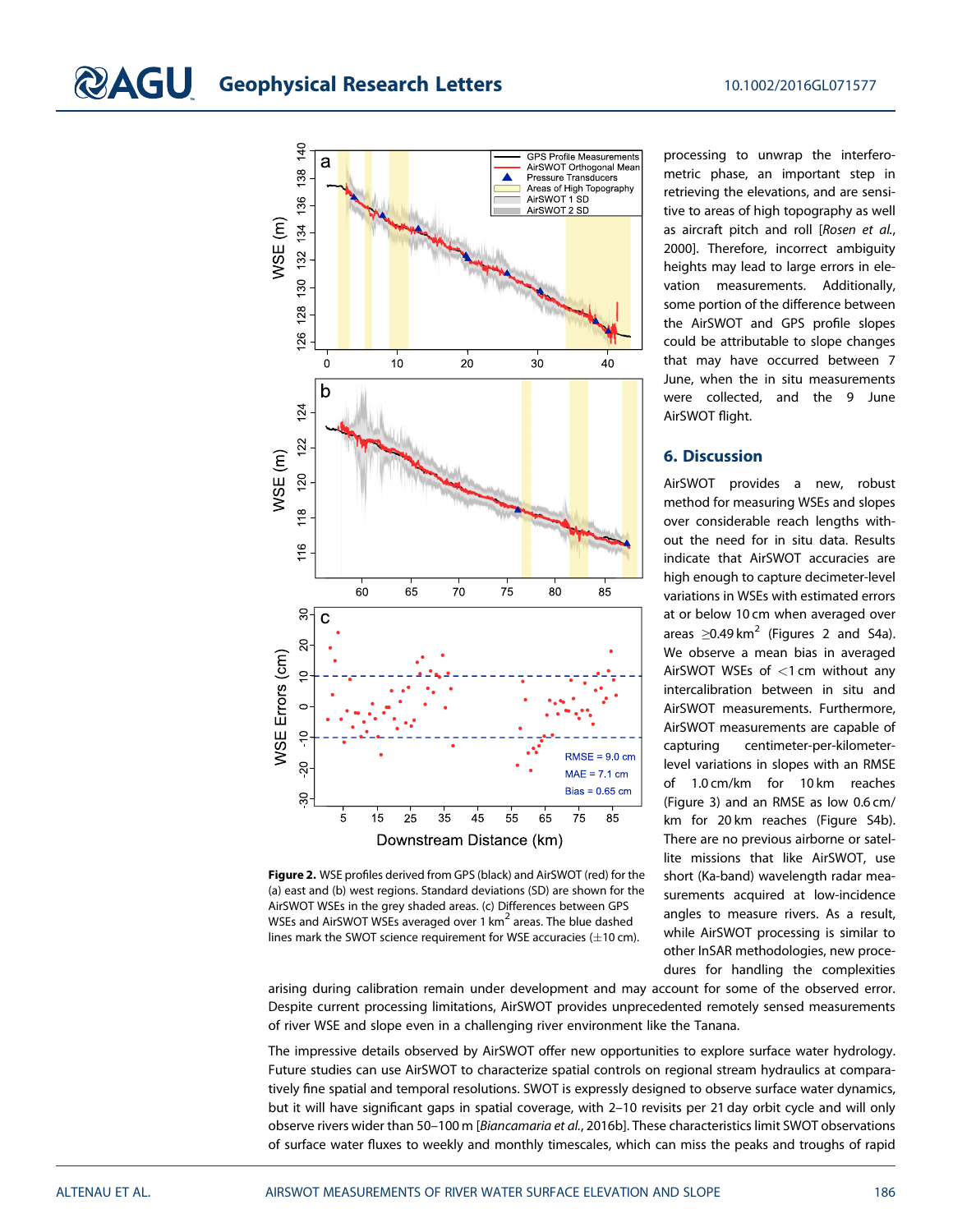processing to unwrap the interferometric phase, an important step in retrieving the elevations, and are sensitive to areas of high topography as well as aircraft pitch and roll [*Rosen et al.*, 2000]. Therefore, incorrect ambiguity heights may lead to large errors in elevation measurements. Additionally, some portion of the difference between the AirSWOT and GPS profile slopes could be attributable to slope changes that may have occurred between 7 June, when the in situ measurements were collected, and the 9 June AirSWOT flight.

**Figure 2.** WSE profiles derived from GPS (black) and AirSWOT (red) for the (a) east and (b) west regions. Standard deviations (SD) are shown for the AirSWOT WSEs in the grey shaded areas. (c) Differences between GPS WSEs and AirSWOT WSEs averaged over 1 km$^2$ areas. The blue dashed lines mark the SWOT science requirement for WSE accuracies (±10 cm).

## 6. Discussion

AirSWOT provides a new, robust method for measuring WSEs and slopes over considerable reach lengths without the need for in situ data. Results indicate that AirSWOT accuracies are high enough to capture decimeter-level variations in WSEs with estimated errors at or below 10 cm when averaged over areas ≥0.49 km$^2$ (Figures 2 and S4a). We observe a mean bias in averaged AirSWOT WSEs of <1 cm without any intercalibration between in situ and AirSWOT measurements. Furthermore, AirSWOT measurements are capable of capturing centimeter-per-kilometer-level variations in slopes with an RMSE of 1.0 cm/km for 10 km reaches (Figure 3) and an RMSE as low 0.6 cm/km for 20 km reaches (Figure S4b). There are no previous airborne or satellite missions that like AirSWOT, use short (Ka-band) wavelength radar measurements acquired at low-incidence angles to measure rivers. As a result, while AirSWOT processing is similar to other InSAR methodologies, new procedures for handling the complexities arising during calibration remain under development and may account for some of the observed error. Despite current processing limitations, AirSWOT provides unprecedented remotely sensed measurements of river WSE and slope even in a challenging river environment like the Tanana.

The impressive details observed by AirSWOT offer new opportunities to explore surface water hydrology. Future studies can use AirSWOT to characterize spatial controls on regional stream hydraulics at comparatively fine spatial and temporal resolutions. SWOT is expressly designed to observe surface water dynamics, but it will have significant gaps in spatial coverage, with 2–10 revisits per 21 day orbit cycle and will only observe rivers wider than 50–100 m [*Biancamaria et al.*, 2016b]. These characteristics limit SWOT observations of surface water fluxes to weekly and monthly timescales, which can miss the peaks and troughs of rapid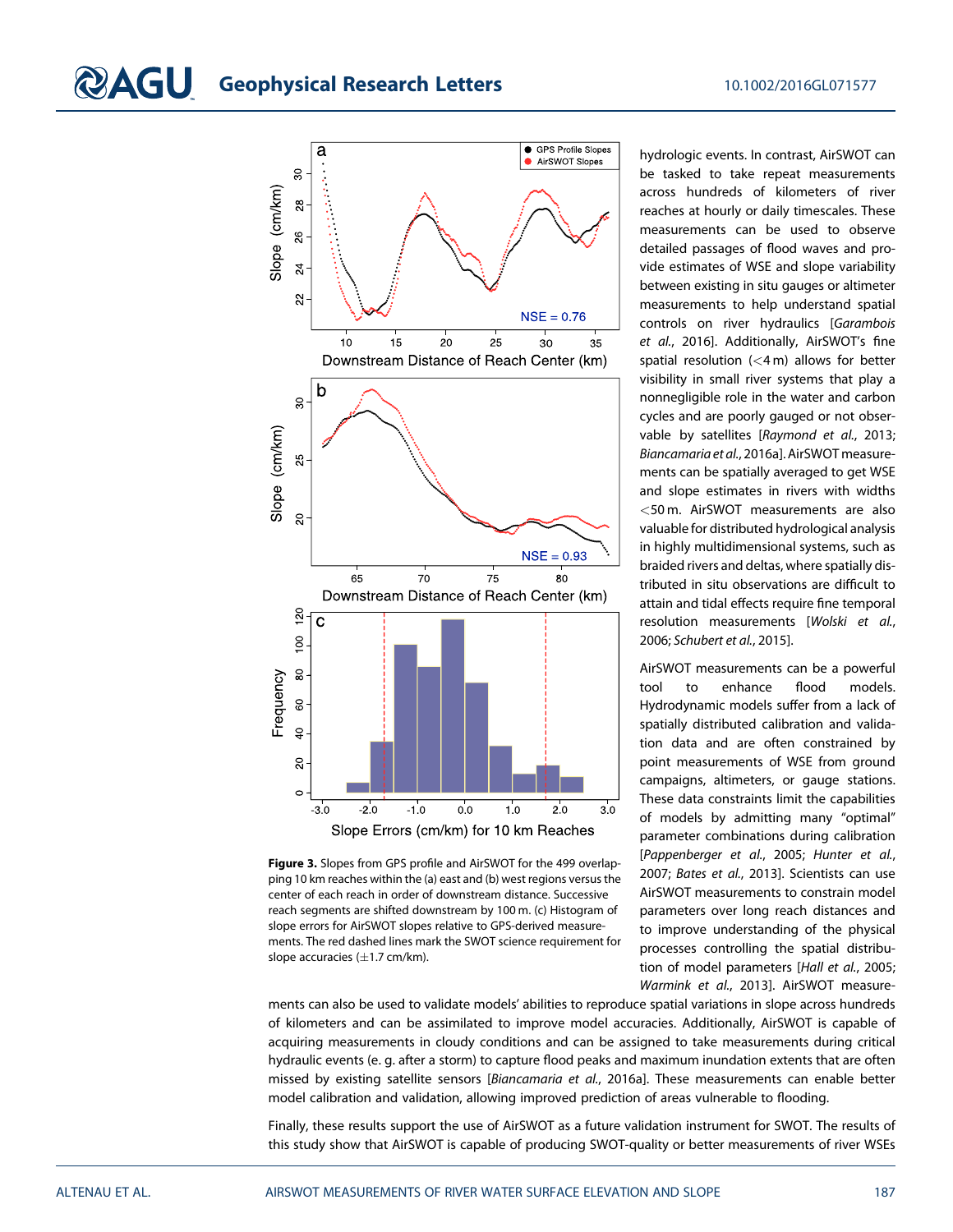**Figure 3.** Slopes from GPS profile and AirSWOT for the 499 overlapping 10 km reaches within the (a) east and (b) west regions versus the center of each reach in order of downstream distance. Successive reach segments are shifted downstream by 100 m. (c) Histogram of slope errors for AirSWOT slopes relative to GPS-derived measurements. The red dashed lines mark the SWOT science requirement for slope accuracies (±1.7 cm/km).

hydrologic events. In contrast, AirSWOT can be tasked to take repeat measurements across hundreds of kilometers of river reaches at hourly or daily timescales. These measurements can be used to observe detailed passages of flood waves and provide estimates of WSE and slope variability between existing in situ gauges or altimeter measurements to help understand spatial controls on river hydraulics [*Garambois et al.*, 2016]. Additionally, AirSWOT's fine spatial resolution (<4 m) allows for better visibility in small river systems that play a nonnegligible role in the water and carbon cycles and are poorly gauged or not observable by satellites [*Raymond et al.*, 2013; *Biancamaria et al.*, 2016a]. AirSWOT measurements can be spatially averaged to get WSE and slope estimates in rivers with widths <50 m. AirSWOT measurements are also valuable for distributed hydrological analysis in highly multidimensional systems, such as braided rivers and deltas, where spatially distributed in situ observations are difficult to attain and tidal effects require fine temporal resolution measurements [*Wolski et al.*, 2006; *Schubert et al.*, 2015].

AirSWOT measurements can be a powerful tool to enhance flood models. Hydrodynamic models suffer from a lack of spatially distributed calibration and validation data and are often constrained by point measurements of WSE from ground campaigns, altimeters, or gauge stations. These data constraints limit the capabilities of models by admitting many "optimal" parameter combinations during calibration [*Pappenberger et al.*, 2005; *Hunter et al.*, 2007; *Bates et al.*, 2013]. Scientists can use AirSWOT measurements to constrain model parameters over long reach distances and to improve understanding of the physical processes controlling the spatial distribution of model parameters [*Hall et al.*, 2005; *Warmink et al.*, 2013]. AirSWOT measurements can also be used to validate models' abilities to reproduce spatial variations in slope across hundreds of kilometers and can be assimilated to improve model accuracies. Additionally, AirSWOT is capable of acquiring measurements in cloudy conditions and can be assigned to take measurements during critical hydraulic events (e. g. after a storm) to capture flood peaks and maximum inundation extents that are often missed by existing satellite sensors [*Biancamaria et al.*, 2016a]. These measurements can enable better model calibration and validation, allowing improved prediction of areas vulnerable to flooding.

Finally, these results support the use of AirSWOT as a future validation instrument for SWOT. The results of this study show that AirSWOT is capable of producing SWOT-quality or better measurements of river WSEs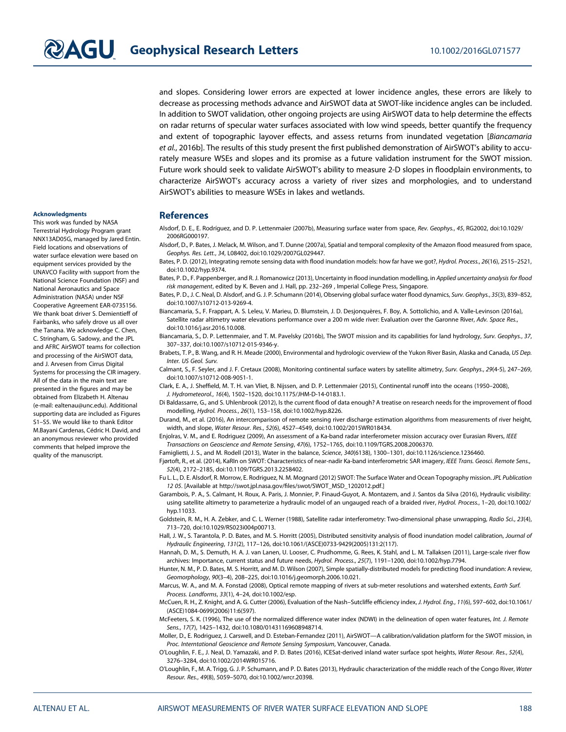and slopes. Considering lower errors are expected at lower incidence angles, these errors are likely to decrease as processing methods advance and AirSWOT data at SWOT-like incidence angles can be included. In addition to SWOT validation, other ongoing projects are using AirSWOT data to help determine the effects on radar returns of specular water surfaces associated with low wind speeds, better quantify the frequency and extent of topographic layover effects, and assess returns from inundated vegetation [*Biancamaria et al.*, 2016b]. The results of this study present the first published demonstration of AirSWOT's ability to accurately measure WSEs and slopes and its promise as a future validation instrument for the SWOT mission. Future work should seek to validate AirSWOT's ability to measure 2-D slopes in floodplain environments, to characterize AirSWOT's accuracy across a variety of river sizes and morphologies, and to understand AirSWOT's abilities to measure WSEs in lakes and wetlands.

#### Acknowledgments

This work was funded by NASA Terrestrial Hydrology Program grant NNX13AD05G, managed by Jared Entin. Field locations and observations of water surface elevation were based on equipment services provided by the UNAVCO Facility with support from the National Science Foundation (NSF) and National Aeronautics and Space Administration (NASA) under NSF Cooperative Agreement EAR-0735156. We thank boat driver S. Demientieff of Fairbanks, who safely drove us all over the Tanana. We acknowledge C. Chen, C. Stringham, G. Sadowy, and the JPL and AFRC AirSWOT teams for collection and processing of the AirSWOT data, and J. Arvesen from Cirrus Digital Systems for processing the CIR imagery. All of the data in the main text are presented in the figures and may be obtained from Elizabeth H. Altenau (e-mail: ealtenau@unc.edu). Additional supporting data are included as Figures S1–S5. We would like to thank Editor M.Bayani Cardenas, Cédric H. David, and an anonymous reviewer who provided comments that helped improve the quality of the manuscript.

## References

Alsdorf, D. E., E. Rodríguez, and D. P. Lettenmaier (2007b), Measuring surface water from space, *Rev. Geophys.*, *45*, RG2002, doi:10.1029/2006RG000197.

Alsdorf, D., P. Bates, J. Melack, M. Wilson, and T. Dunne (2007a), Spatial and temporal complexity of the Amazon flood measured from space, *Geophys. Res. Lett.*, *34*, L08402, doi:10.1029/2007GL029447.

Bates, P. D. (2012), Integrating remote sensing data with flood inundation models: how far have we got?, *Hydrol. Process.*, *26*(16), 2515–2521, doi:10.1002/hyp.9374.

Bates, P. D., F. Pappenberger, and R. J. Romanowicz (2013), Uncertainty in flood inundation modelling, in *Applied uncertainty analysis for flood risk management*, edited by K. Beven and J. Hall, pp. 232–269 , Imperial College Press, Singapore.

Bates, P. D., J. C. Neal, D. Alsdorf, and G. J. P. Schumann (2014), Observing global surface water flood dynamics, *Surv. Geophys.*, *35*(3), 839–852, doi:10.1007/s10712-013-9269-4.

Biancamaria, S., F. Frappart, A. S. Leleu, V. Marieu, D. Blumstein, J. D. Desjonquères, F. Boy, A. Sottolichio, and A. Valle-Levinson (2016a), Satellite radar altimetry water elevations performance over a 200 m wide river: Evaluation over the Garonne River, *Adv. Space Res.*, doi:10.1016/j.asr.2016.10.008.

Biancamaria, S., D. P. Lettenmaier, and T. M. Pavelsky (2016b), The SWOT mission and its capabilities for land hydrology, *Surv. Geophys.*, *37*, 307–337, doi:10.1007/s10712-015-9346-y.

Brabets, T. P., B. Wang, and R. H. Meade (2000), Environmental and hydrologic overview of the Yukon River Basin, Alaska and Canada, *US Dep. Inter. US Geol. Surv.*

Calmant, S., F. Seyler, and J. F. Cretaux (2008), Monitoring continental surface waters by satellite altimetry, *Surv. Geophys.*, *29*(4-5), 247–269, doi:10.1007/s10712-008-9051-1.

Clark, E. A., J. Sheffield, M. T. H. van Vliet, B. Nijssen, and D. P. Lettenmaier (2015), Continental runoff into the oceans (1950–2008), *J. Hydrometeorol.*, *16*(4), 1502–1520, doi:10.1175/JHM-D-14-0183.1.

Di Baldassarre, G., and S. Uhlenbrook (2012), Is the current flood of data enough? A treatise on research needs for the improvement of flood modelling, *Hydrol. Process.*, *26*(1), 153–158, doi:10.1002/hyp.8226.

Durand, M., et al. (2016), An intercomparison of remote sensing river discharge estimation algorithms from measurements of river height, width, and slope, *Water Resour. Res.*, *52*(6), 4527–4549, doi:10.1002/2015WR018434.

Enjolras, V. M., and E. Rodriguez (2009), An assessment of a Ka-band radar interferometer mission accuracy over Eurasian Rivers, *IEEE Transactions on Geoscience and Remote Sensing*, *47*(6), 1752–1765, doi:10.1109/TGRS.2008.2006370.

Famiglietti, J. S., and M. Rodell (2013), Water in the balance, *Science*, *340*(6138), 1300–1301, doi:10.1126/science.1236460.

Fjørtoft, R., et al. (2014), KaRIn on SWOT: Characteristics of near-nadir Ka-band interferometric SAR imagery, *IEEE Trans. Geosci. Remote Sens.*, *52*(4), 2172–2185, doi:10.1109/TGRS.2013.2258402.

Fu L. L., D. E. Alsdorf, R. Morrow, E. Rodriguez, N. M. Mognard (2012) SWOT: The Surface Water and Ocean Topography mission. *JPL Publication 12 05*. [Available at http://swot.jpl.nasa.gov/files/swot/SWOT_MSD_1202012.pdf.]

Garambois, P. A., S. Calmant, H. Roux, A. Paris, J. Monnier, P. Finaud-Guyot, A. Montazem, and J. Santos da Silva (2016), Hydraulic visibility: using satellite altimetry to parameterize a hydraulic model of an ungauged reach of a braided river, *Hydrol. Process.*, *25*, 1–20, doi:10.1002/hyp.11033.

Goldstein, R. M., H. A. Zebker, and C. L. Werner (1988), Satellite radar interferometry: Two-dimensional phase unwrapping, *Radio Sci.*, *23*(4), 713–720, doi:10.1029/RS023i004p00713.

Hall, J. W., S. Tarantola, P. D. Bates, and M. S. Horritt (2005), Distributed sensitivity analysis of flood inundation model calibration, *Journal of Hydraulic Engineering*, *131*(2), 117–126, doi:10.1061/(ASCE)0733-9429(2005)131:2(117).

Hannah, D. M., S. Demuth, H. A. J. van Lanen, U. Looser, C. Prudhomme, G. Rees, K. Stahl, and L. M. Tallaksen (2011), Large-scale river flow archives: Importance, current status and future needs, *Hydrol. Process.*, *25*(7), 1191–1200, doi:10.1002/hyp.7794.

Hunter, N. M., P. D. Bates, M. S. Horritt, and M. D. Wilson (2007), Simple spatially-distributed models for predicting flood inundation: A review, *Geomorphology*, *90*(3–4), 208–225, doi:10.1016/j.geomorph.2006.10.021.

Marcus, W. A., and M. A. Fonstad (2008), Optical remote mapping of rivers at sub-meter resolutions and watershed extents, *Earth Surf. Process. Landforms*, *33*(1), 4–24, doi:10.1002/esp.

McCuen, R. H., Z. Knight, and A. G. Cutter (2006), Evaluation of the Nash–Sutcliffe efficiency index, *J. Hydrol. Eng.*, *11*(6), 597–602, doi:10.1061/(ASCE)1084-0699(2006)11:6(597).

McFeeters, S. K. (1996), The use of the normalized difference water index (NDWI) in the delineation of open water features, *Int. J. Remote Sens.*, *17*(7), 1425–1432, doi:10.1080/01431169608948714.

Moller, D., E. Rodriguez, J. Carswell, and D. Esteban-Fernandez (2011), AirSWOT—A calibration/validation platform for the SWOT mission, in *Proc. Interntational Geoscience and Remote Sensing Symposium*, Vancouver, Canada.

O'Loughlin, F. E., J. Neal, D. Yamazaki, and P. D. Bates (2016), ICESat-derived inland water surface spot heights, *Water Resour. Res.*, *52*(4), 3276–3284, doi:10.1002/2014WR015716.

O'Loughlin, F., M. A. Trigg, G. J. P. Schumann, and P. D. Bates (2013), Hydraulic characterization of the middle reach of the Congo River, *Water Resour. Res.*, *49*(8), 5059–5070, doi:10.1002/wrcr.20398.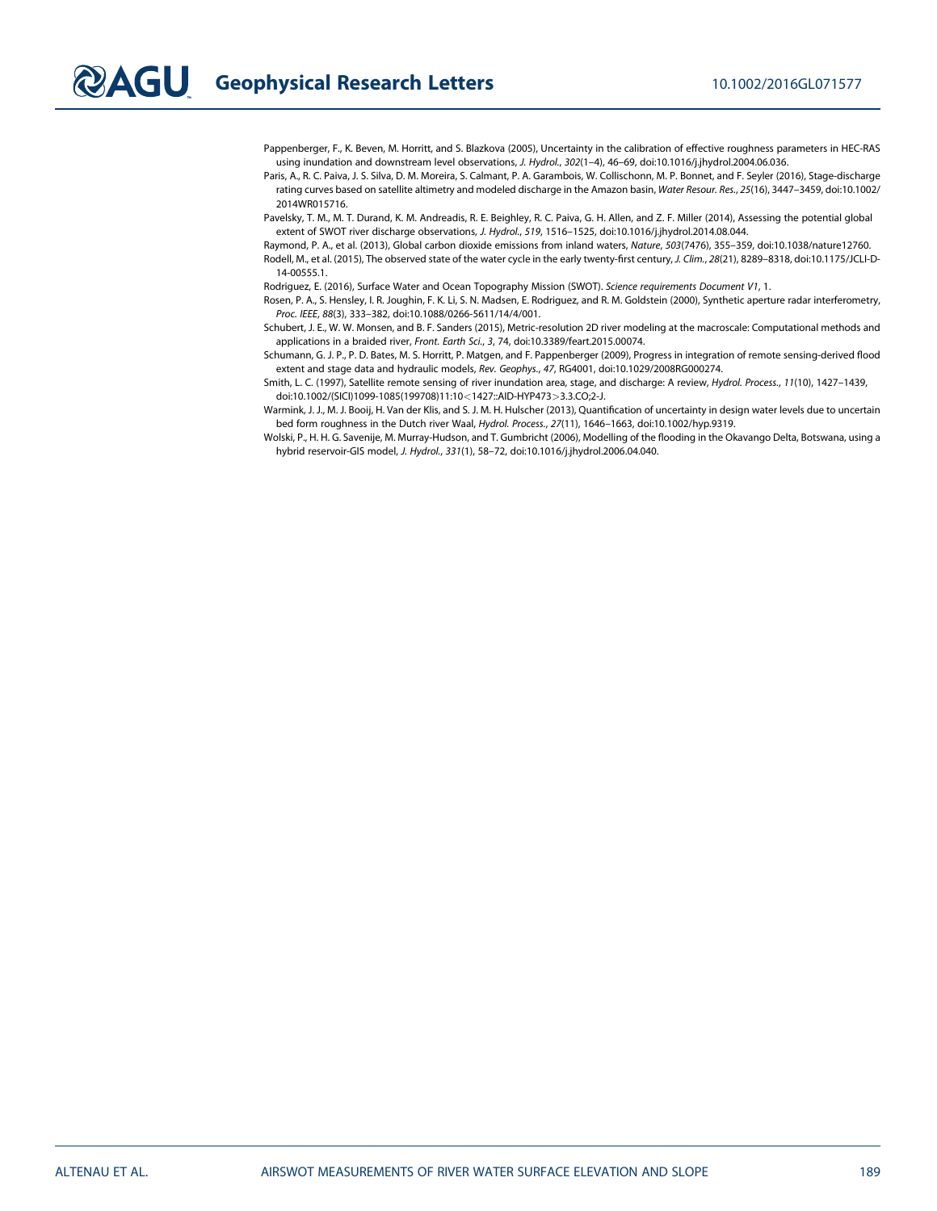Pappenberger, F., K. Beven, M. Horritt, and S. Blazkova (2005), Uncertainty in the calibration of effective roughness parameters in HEC-RAS using inundation and downstream level observations, *J. Hydrol.*, *302*(1–4), 46–69, doi:10.1016/j.jhydrol.2004.06.036.

Paris, A., R. C. Paiva, J. S. Silva, D. M. Moreira, S. Calmant, P. A. Garambois, W. Collischonn, M. P. Bonnet, and F. Seyler (2016), Stage-discharge rating curves based on satellite altimetry and modeled discharge in the Amazon basin, *Water Resour. Res.*, *25*(16), 3447–3459, doi:10.1002/2014WR015716.

Pavelsky, T. M., M. T. Durand, K. M. Andreadis, R. E. Beighley, R. C. Paiva, G. H. Allen, and Z. F. Miller (2014), Assessing the potential global extent of SWOT river discharge observations, *J. Hydrol.*, *519*, 1516–1525, doi:10.1016/j.jhydrol.2014.08.044.

Raymond, P. A., et al. (2013), Global carbon dioxide emissions from inland waters, *Nature*, *503*(7476), 355–359, doi:10.1038/nature12760.

Rodell, M., et al. (2015), The observed state of the water cycle in the early twenty-first century, *J. Clim.*, *28*(21), 8289–8318, doi:10.1175/JCLI-D-14-00555.1.

Rodriguez, E. (2016), Surface Water and Ocean Topography Mission (SWOT). *Science requirements Document V1*, 1.

Rosen, P. A., S. Hensley, I. R. Joughin, F. K. Li, S. N. Madsen, E. Rodriguez, and R. M. Goldstein (2000), Synthetic aperture radar interferometry, *Proc. IEEE*, *88*(3), 333–382, doi:10.1088/0266-5611/14/4/001.

Schubert, J. E., W. W. Monsen, and B. F. Sanders (2015), Metric-resolution 2D river modeling at the macroscale: Computational methods and applications in a braided river, *Front. Earth Sci.*, *3*, 74, doi:10.3389/feart.2015.00074.

Schumann, G. J. P., P. D. Bates, M. S. Horritt, P. Matgen, and F. Pappenberger (2009), Progress in integration of remote sensing-derived flood extent and stage data and hydraulic models, *Rev. Geophys.*, *47*, RG4001, doi:10.1029/2008RG000274.

Smith, L. C. (1997), Satellite remote sensing of river inundation area, stage, and discharge: A review, *Hydrol. Process.*, *11*(10), 1427–1439, doi:10.1002/(SICI)1099-1085(199708)11:10<1427::AID-HYP473>3.3.CO;2-J.

Warmink, J. J., M. J. Booij, H. Van der Klis, and S. J. M. H. Hulscher (2013), Quantification of uncertainty in design water levels due to uncertain bed form roughness in the Dutch river Waal, *Hydrol. Process.*, *27*(11), 1646–1663, doi:10.1002/hyp.9319.

Wolski, P., H. H. G. Savenije, M. Murray-Hudson, and T. Gumbricht (2006), Modelling of the flooding in the Okavango Delta, Botswana, using a hybrid reservoir-GIS model, *J. Hydrol.*, *331*(1), 58–72, doi:10.1016/j.jhydrol.2006.04.040.